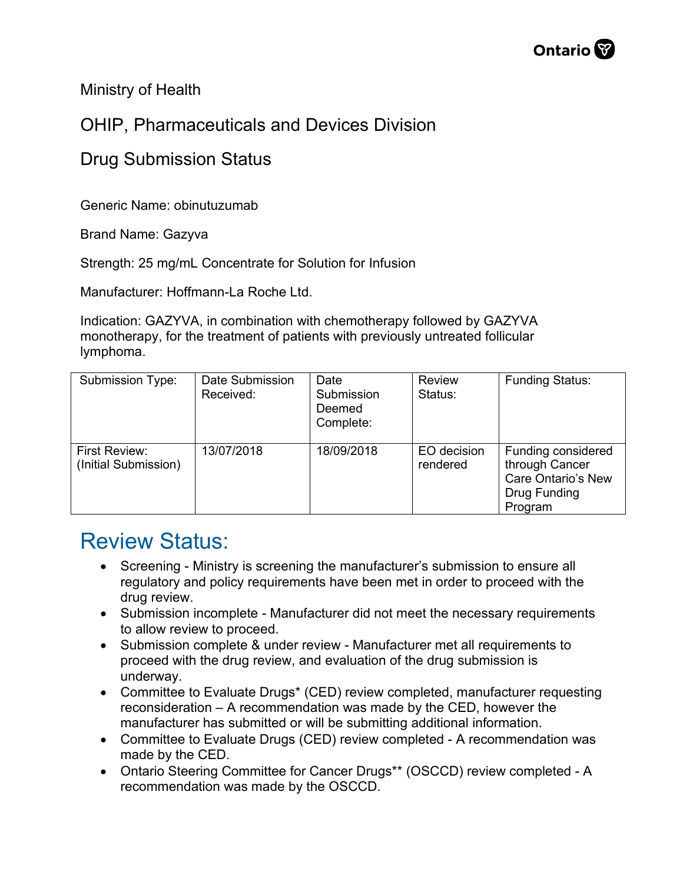Ministry of Health

OHIP, Pharmaceuticals and Devices Division

Drug Submission Status

Generic Name: obinutuzumab

Brand Name: Gazyva

Strength: 25 mg/mL Concentrate for Solution for Infusion

Manufacturer: Hoffmann-La Roche Ltd.

Indication: GAZYVA, in combination with chemotherapy followed by GAZYVA monotherapy, for the treatment of patients with previously untreated follicular lymphoma.

| Submission Type: | Date Submission Received: | Date Submission Deemed Complete: | Review Status: | Funding Status: |
|---|---|---|---|---|
| First Review: (Initial Submission) | 13/07/2018 | 18/09/2018 | EO decision rendered | Funding considered through Cancer Care Ontario's New Drug Funding Program |

# Review Status:

- Screening - Ministry is screening the manufacturer's submission to ensure all regulatory and policy requirements have been met in order to proceed with the drug review.
- Submission incomplete - Manufacturer did not meet the necessary requirements to allow review to proceed.
- Submission complete & under review - Manufacturer met all requirements to proceed with the drug review, and evaluation of the drug submission is underway.
- Committee to Evaluate Drugs* (CED) review completed, manufacturer requesting reconsideration – A recommendation was made by the CED, however the manufacturer has submitted or will be submitting additional information.
- Committee to Evaluate Drugs (CED) review completed - A recommendation was made by the CED.
- Ontario Steering Committee for Cancer Drugs** (OSCCD) review completed - A recommendation was made by the OSCCD.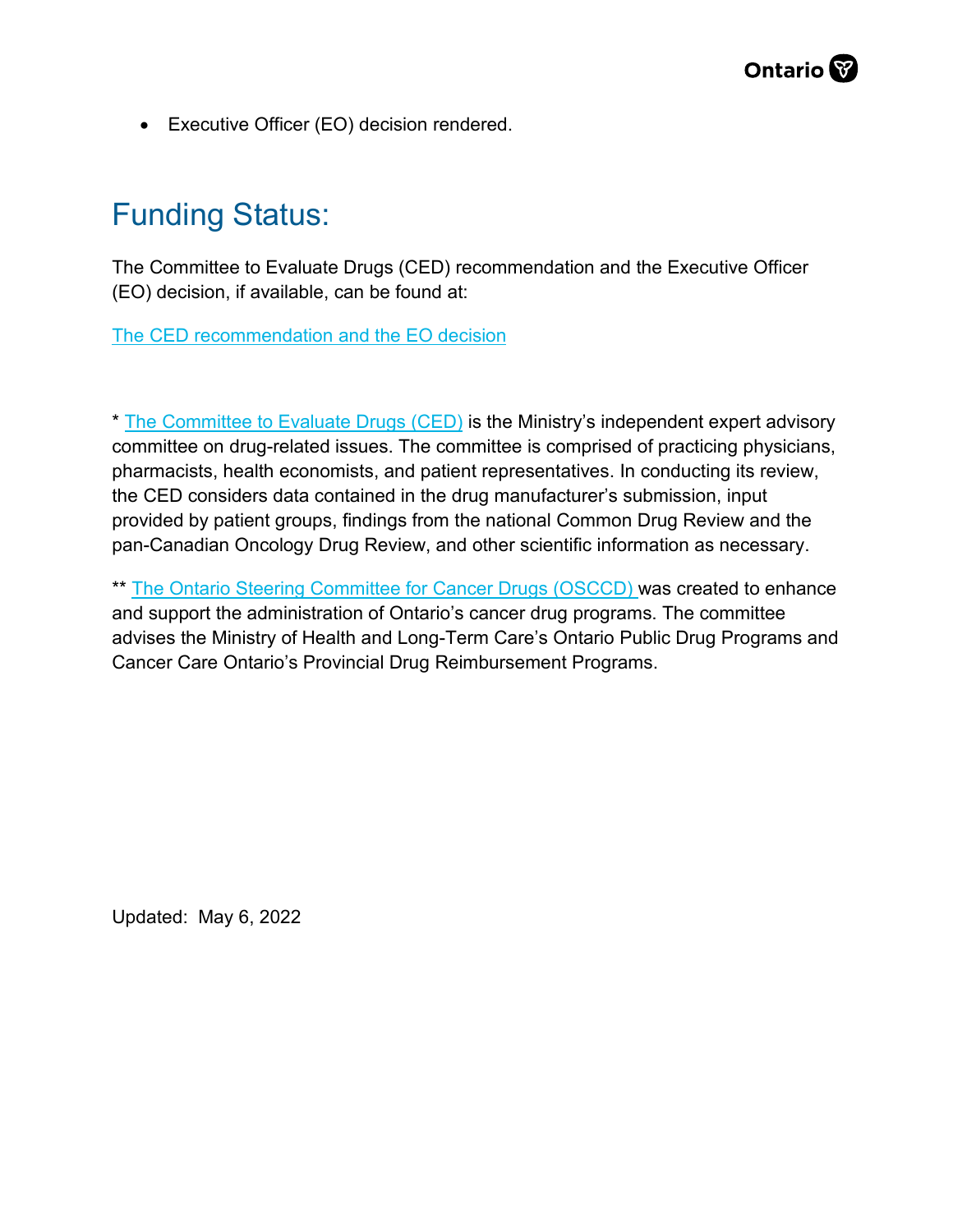- Executive Officer (EO) decision rendered.

## Funding Status:

The Committee to Evaluate Drugs (CED) recommendation and the Executive Officer (EO) decision, if available, can be found at:

The CED recommendation and the EO decision

* The Committee to Evaluate Drugs (CED) is the Ministry's independent expert advisory committee on drug-related issues. The committee is comprised of practicing physicians, pharmacists, health economists, and patient representatives. In conducting its review, the CED considers data contained in the drug manufacturer's submission, input provided by patient groups, findings from the national Common Drug Review and the pan-Canadian Oncology Drug Review, and other scientific information as necessary.

** The Ontario Steering Committee for Cancer Drugs (OSCCD) was created to enhance and support the administration of Ontario's cancer drug programs. The committee advises the Ministry of Health and Long-Term Care's Ontario Public Drug Programs and Cancer Care Ontario's Provincial Drug Reimbursement Programs.

Updated: May 6, 2022